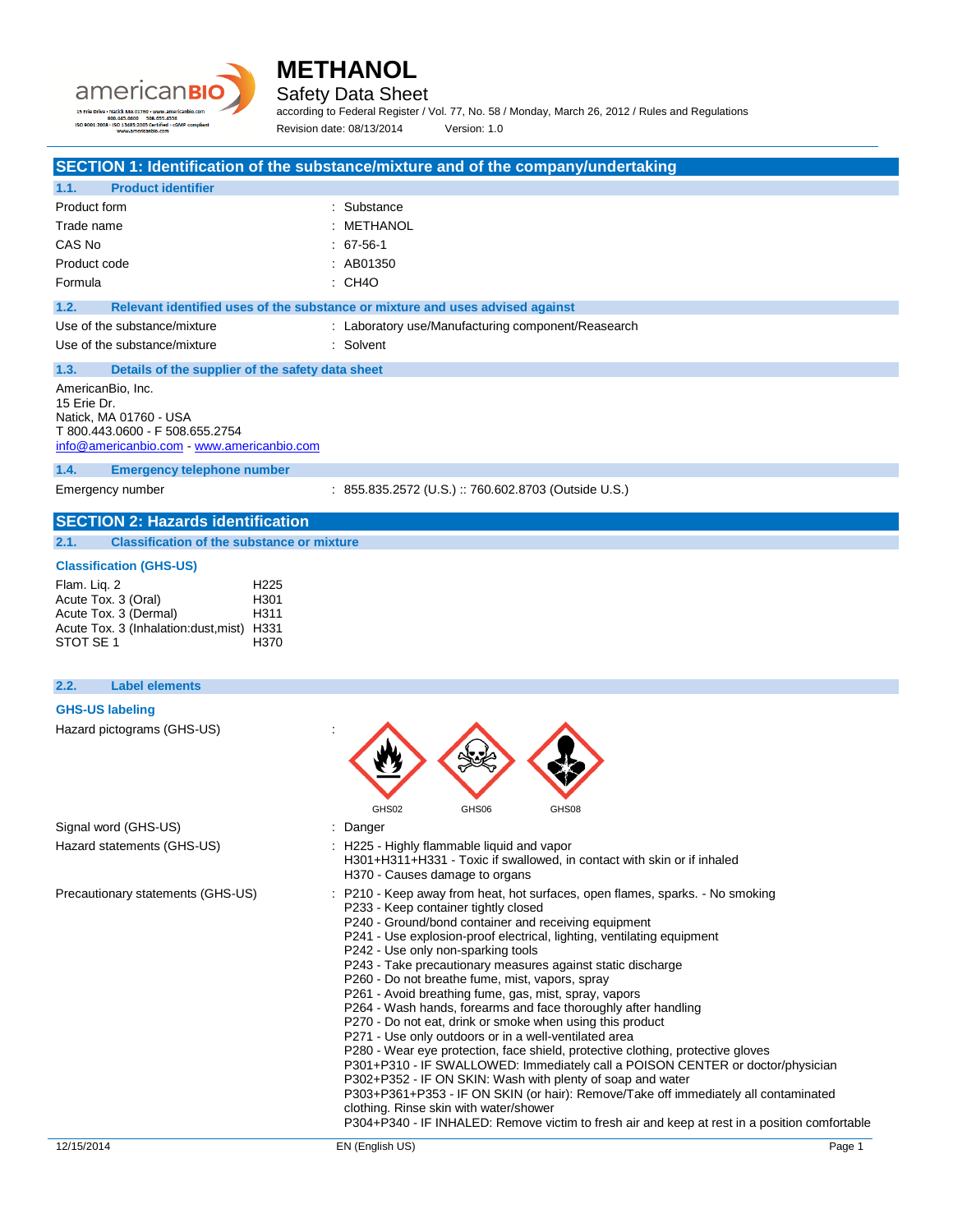# METHANOL

## Safety Data Sheet

according to Federal Register / Vol. 77, No. 58 / Monday, March 26, 2012 / Rules and Regulations

Revision date: 08/13/2014 Version: 1.0

## SECTION 1: Identification of the substance/mixture and of the company/undertaking

### 1.1. Product identifier

| | |
|---|---|
| Product form | : Substance |
| Trade name | : METHANOL |
| CAS No | : 67-56-1 |
| Product code | : AB01350 |
| Formula | : CH4O |

### 1.2. Relevant identified uses of the substance or mixture and uses advised against

| | |
|---|---|
| Use of the substance/mixture | : Laboratory use/Manufacturing component/Reasearch |
| Use of the substance/mixture | : Solvent |

### 1.3. Details of the supplier of the safety data sheet

AmericanBio, Inc.
15 Erie Dr.
Natick, MA 01760 - USA
T 800.443.0600 - F 508.655.2754
info@americanbio.com - www.americanbio.com

### 1.4. Emergency telephone number

| | |
|---|---|
| Emergency number | : 855.835.2572 (U.S.) :: 760.602.8703 (Outside U.S.) |

## SECTION 2: Hazards identification

### 2.1. Classification of the substance or mixture

**Classification (GHS-US)**

| | |
|---|---|
| Flam. Liq. 2 | H225 |
| Acute Tox. 3 (Oral) | H301 |
| Acute Tox. 3 (Dermal) | H311 |
| Acute Tox. 3 (Inhalation:dust,mist) | H331 |
| STOT SE 1 | H370 |

### 2.2. Label elements

**GHS-US labeling**

Hazard pictograms (GHS-US) :

GHS02 GHS06 GHS08

Signal word (GHS-US) : Danger

Hazard statements (GHS-US) :
H225 - Highly flammable liquid and vapor
H301+H311+H331 - Toxic if swallowed, in contact with skin or if inhaled
H370 - Causes damage to organs

Precautionary statements (GHS-US) :
P210 - Keep away from heat, hot surfaces, open flames, sparks. - No smoking
P233 - Keep container tightly closed
P240 - Ground/bond container and receiving equipment
P241 - Use explosion-proof electrical, lighting, ventilating equipment
P242 - Use only non-sparking tools
P243 - Take precautionary measures against static discharge
P260 - Do not breathe fume, mist, vapors, spray
P261 - Avoid breathing fume, gas, mist, spray, vapors
P264 - Wash hands, forearms and face thoroughly after handling
P270 - Do not eat, drink or smoke when using this product
P271 - Use only outdoors or in a well-ventilated area
P280 - Wear eye protection, face shield, protective clothing, protective gloves
P301+P310 - IF SWALLOWED: Immediately call a POISON CENTER or doctor/physician
P302+P352 - IF ON SKIN: Wash with plenty of soap and water
P303+P361+P353 - IF ON SKIN (or hair): Remove/Take off immediately all contaminated clothing. Rinse skin with water/shower
P304+P340 - IF INHALED: Remove victim to fresh air and keep at rest in a position comfortable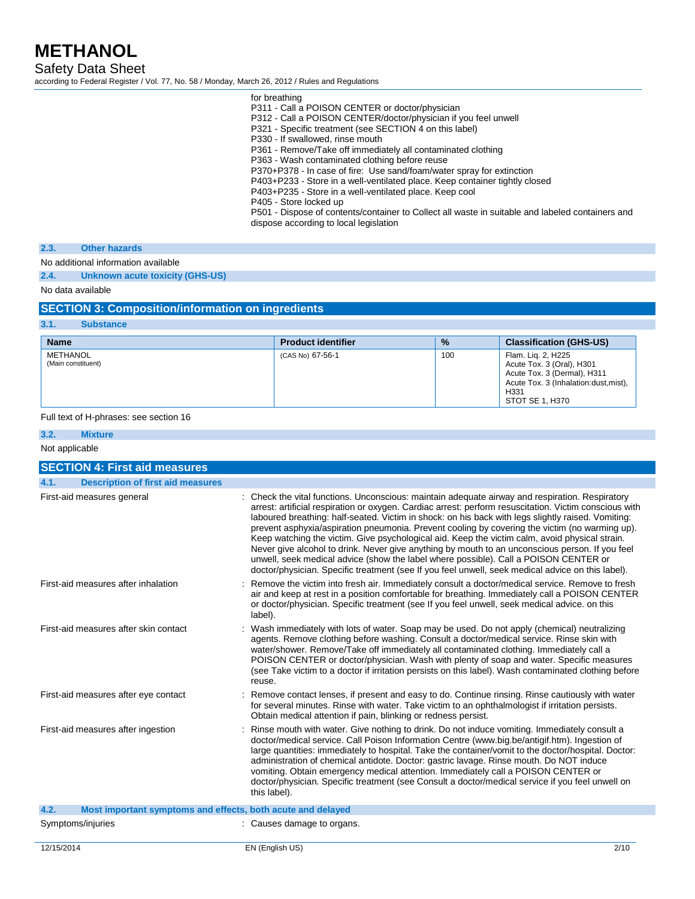for breathing
P311 - Call a POISON CENTER or doctor/physician
P312 - Call a POISON CENTER/doctor/physician if you feel unwell
P321 - Specific treatment (see SECTION 4 on this label)
P330 - If swallowed, rinse mouth
P361 - Remove/Take off immediately all contaminated clothing
P363 - Wash contaminated clothing before reuse
P370+P378 - In case of fire: Use sand/foam/water spray for extinction
P403+P233 - Store in a well-ventilated place. Keep container tightly closed
P403+P235 - Store in a well-ventilated place. Keep cool
P405 - Store locked up
P501 - Dispose of contents/container to Collect all waste in suitable and labeled containers and dispose according to local legislation

### 2.3. Other hazards

No additional information available

### 2.4. Unknown acute toxicity (GHS-US)

No data available

## SECTION 3: Composition/information on ingredients

### 3.1. Substance

| Name | Product identifier | % | Classification (GHS-US) |
|---|---|---|---|
| METHANOL (Main constituent) | (CAS No) 67-56-1 | 100 | Flam. Liq. 2, H225<br>Acute Tox. 3 (Oral), H301<br>Acute Tox. 3 (Dermal), H311<br>Acute Tox. 3 (Inhalation:dust,mist), H331<br>STOT SE 1, H370 |

Full text of H-phrases: see section 16

### 3.2. Mixture

Not applicable

## SECTION 4: First aid measures

### 4.1. Description of first aid measures

First-aid measures general : Check the vital functions. Unconscious: maintain adequate airway and respiration. Respiratory arrest: artificial respiration or oxygen. Cardiac arrest: perform resuscitation. Victim conscious with laboured breathing: half-seated. Victim in shock: on his back with legs slightly raised. Vomiting: prevent asphyxia/aspiration pneumonia. Prevent cooling by covering the victim (no warming up). Keep watching the victim. Give psychological aid. Keep the victim calm, avoid physical strain. Never give alcohol to drink. Never give anything by mouth to an unconscious person. If you feel unwell, seek medical advice (show the label where possible). Call a POISON CENTER or doctor/physician. Specific treatment (see If you feel unwell, seek medical advice on this label).

First-aid measures after inhalation : Remove the victim into fresh air. Immediately consult a doctor/medical service. Remove to fresh air and keep at rest in a position comfortable for breathing. Immediately call a POISON CENTER or doctor/physician. Specific treatment (see If you feel unwell, seek medical advice. on this label).

First-aid measures after skin contact : Wash immediately with lots of water. Soap may be used. Do not apply (chemical) neutralizing agents. Remove clothing before washing. Consult a doctor/medical service. Rinse skin with water/shower. Remove/Take off immediately all contaminated clothing. Immediately call a POISON CENTER or doctor/physician. Wash with plenty of soap and water. Specific measures (see Take victim to a doctor if irritation persists on this label). Wash contaminated clothing before reuse.

First-aid measures after eye contact : Remove contact lenses, if present and easy to do. Continue rinsing. Rinse cautiously with water for several minutes. Rinse with water. Take victim to an ophthalmologist if irritation persists. Obtain medical attention if pain, blinking or redness persist.

First-aid measures after ingestion : Rinse mouth with water. Give nothing to drink. Do not induce vomiting. Immediately consult a doctor/medical service. Call Poison Information Centre (www.big.be/antigif.htm). Ingestion of large quantities: immediately to hospital. Take the container/vomit to the doctor/hospital. Doctor: administration of chemical antidote. Doctor: gastric lavage. Rinse mouth. Do NOT induce vomiting. Obtain emergency medical attention. Immediately call a POISON CENTER or doctor/physician. Specific treatment (see Consult a doctor/medical service if you feel unwell on this label).

### 4.2. Most important symptoms and effects, both acute and delayed

Symptoms/injuries : Causes damage to organs.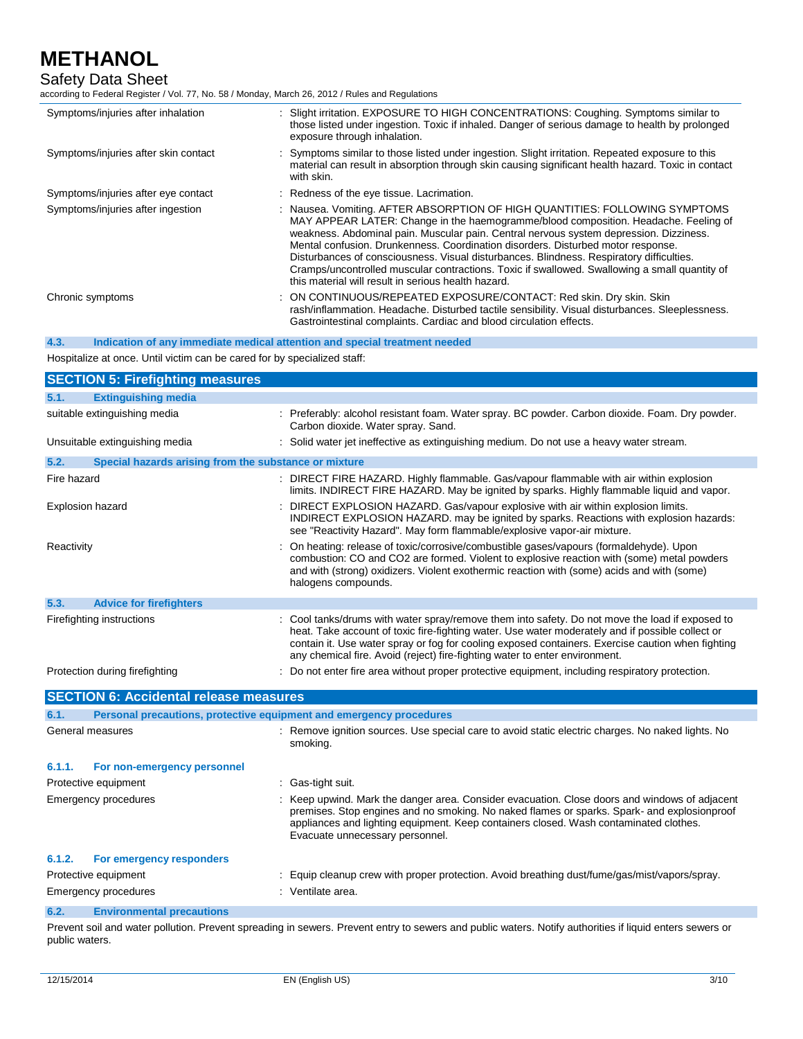| | |
|---|---|
| Symptoms/injuries after inhalation | : Slight irritation. EXPOSURE TO HIGH CONCENTRATIONS: Coughing. Symptoms similar to those listed under ingestion. Toxic if inhaled. Danger of serious damage to health by prolonged exposure through inhalation. |
| Symptoms/injuries after skin contact | : Symptoms similar to those listed under ingestion. Slight irritation. Repeated exposure to this material can result in absorption through skin causing significant health hazard. Toxic in contact with skin. |
| Symptoms/injuries after eye contact | : Redness of the eye tissue. Lacrimation. |
| Symptoms/injuries after ingestion | : Nausea. Vomiting. AFTER ABSORPTION OF HIGH QUANTITIES: FOLLOWING SYMPTOMS MAY APPEAR LATER: Change in the haemogramme/blood composition. Headache. Feeling of weakness. Abdominal pain. Muscular pain. Central nervous system depression. Dizziness. Mental confusion. Drunkenness. Coordination disorders. Disturbed motor response. Disturbances of consciousness. Visual disturbances. Blindness. Respiratory difficulties. Cramps/uncontrolled muscular contractions. Toxic if swallowed. Swallowing a small quantity of this material will result in serious health hazard. |
| Chronic symptoms | : ON CONTINUOUS/REPEATED EXPOSURE/CONTACT: Red skin. Dry skin. Skin rash/inflammation. Headache. Disturbed tactile sensibility. Visual disturbances. Sleeplessness. Gastrointestinal complaints. Cardiac and blood circulation effects. |

### 4.3. Indication of any immediate medical attention and special treatment needed

Hospitalize at once. Until victim can be cared for by specialized staff:

## SECTION 5: Firefighting measures

### 5.1. Extinguishing media

| | |
|---|---|
| suitable extinguishing media | : Preferably: alcohol resistant foam. Water spray. BC powder. Carbon dioxide. Foam. Dry powder. Carbon dioxide. Water spray. Sand. |
| Unsuitable extinguishing media | : Solid water jet ineffective as extinguishing medium. Do not use a heavy water stream. |

### 5.2. Special hazards arising from the substance or mixture

| | |
|---|---|
| Fire hazard | : DIRECT FIRE HAZARD. Highly flammable. Gas/vapour flammable with air within explosion limits. INDIRECT FIRE HAZARD. May be ignited by sparks. Highly flammable liquid and vapor. |
| Explosion hazard | : DIRECT EXPLOSION HAZARD. Gas/vapour explosive with air within explosion limits. INDIRECT EXPLOSION HAZARD. may be ignited by sparks. Reactions with explosion hazards: see "Reactivity Hazard". May form flammable/explosive vapor-air mixture. |
| Reactivity | : On heating: release of toxic/corrosive/combustible gases/vapours (formaldehyde). Upon combustion: CO and CO2 are formed. Violent to explosive reaction with (some) metal powders and with (strong) oxidizers. Violent exothermic reaction with (some) acids and with (some) halogens compounds. |

### 5.3. Advice for firefighters

| | |
|---|---|
| Firefighting instructions | : Cool tanks/drums with water spray/remove them into safety. Do not move the load if exposed to heat. Take account of toxic fire-fighting water. Use water moderately and if possible collect or contain it. Use water spray or fog for cooling exposed containers. Exercise caution when fighting any chemical fire. Avoid (reject) fire-fighting water to enter environment. |
| Protection during firefighting | : Do not enter fire area without proper protective equipment, including respiratory protection. |

## SECTION 6: Accidental release measures

### 6.1. Personal precautions, protective equipment and emergency procedures

| | |
|---|---|
| General measures | : Remove ignition sources. Use special care to avoid static electric charges. No naked lights. No smoking. |

#### 6.1.1. For non-emergency personnel

| | |
|---|---|
| Protective equipment | : Gas-tight suit. |
| Emergency procedures | : Keep upwind. Mark the danger area. Consider evacuation. Close doors and windows of adjacent premises. Stop engines and no smoking. No naked flames or sparks. Spark- and explosionproof appliances and lighting equipment. Keep containers closed. Wash contaminated clothes. Evacuate unnecessary personnel. |

#### 6.1.2. For emergency responders

| | |
|---|---|
| Protective equipment | : Equip cleanup crew with proper protection. Avoid breathing dust/fume/gas/mist/vapors/spray. |
| Emergency procedures | : Ventilate area. |

### 6.2. Environmental precautions

Prevent soil and water pollution. Prevent spreading in sewers. Prevent entry to sewers and public waters. Notify authorities if liquid enters sewers or public waters.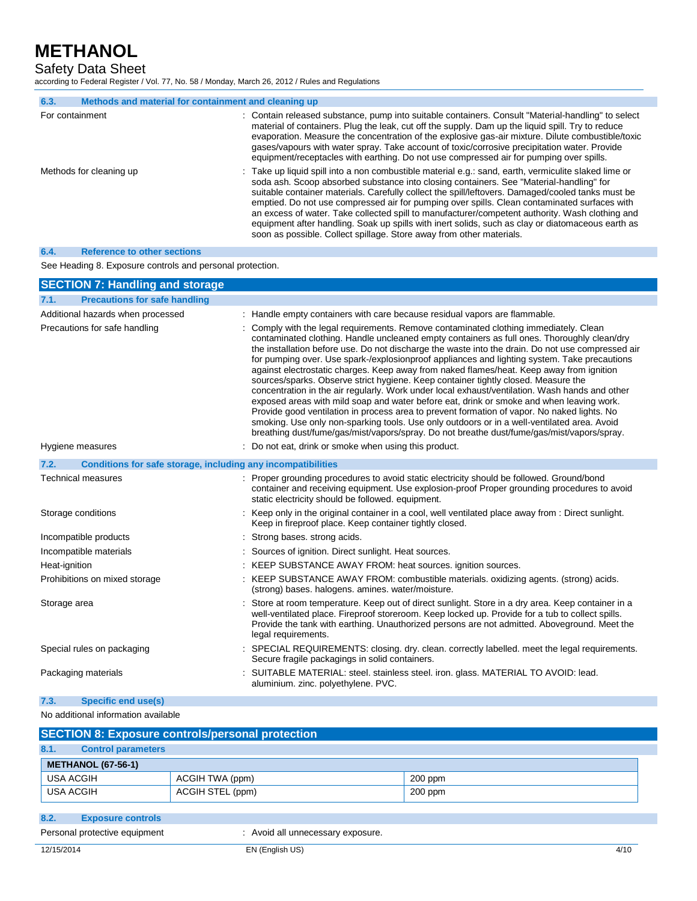### 6.3. Methods and material for containment and cleaning up

For containment : Contain released substance, pump into suitable containers. Consult "Material-handling" to select material of containers. Plug the leak, cut off the supply. Dam up the liquid spill. Try to reduce evaporation. Measure the concentration of the explosive gas-air mixture. Dilute combustible/toxic gases/vapours with water spray. Take account of toxic/corrosive precipitation water. Provide equipment/receptacles with earthing. Do not use compressed air for pumping over spills.

Methods for cleaning up : Take up liquid spill into a non combustible material e.g.: sand, earth, vermiculite slaked lime or soda ash. Scoop absorbed substance into closing containers. See "Material-handling" for suitable container materials. Carefully collect the spill/leftovers. Damaged/cooled tanks must be emptied. Do not use compressed air for pumping over spills. Clean contaminated surfaces with an excess of water. Take collected spill to manufacturer/competent authority. Wash clothing and equipment after handling. Soak up spills with inert solids, such as clay or diatomaceous earth as soon as possible. Collect spillage. Store away from other materials.

### 6.4. Reference to other sections

See Heading 8. Exposure controls and personal protection.

## SECTION 7: Handling and storage

### 7.1. Precautions for safe handling

Additional hazards when processed : Handle empty containers with care because residual vapors are flammable.

Precautions for safe handling : Comply with the legal requirements. Remove contaminated clothing immediately. Clean contaminated clothing. Handle uncleaned empty containers as full ones. Thoroughly clean/dry the installation before use. Do not discharge the waste into the drain. Do not use compressed air for pumping over. Use spark-/explosionproof appliances and lighting system. Take precautions against electrostatic charges. Keep away from naked flames/heat. Keep away from ignition sources/sparks. Observe strict hygiene. Keep container tightly closed. Measure the concentration in the air regularly. Work under local exhaust/ventilation. Wash hands and other exposed areas with mild soap and water before eat, drink or smoke and when leaving work. Provide good ventilation in process area to prevent formation of vapor. No naked lights. No smoking. Use only non-sparking tools. Use only outdoors or in a well-ventilated area. Avoid breathing dust/fume/gas/mist/vapors/spray. Do not breathe dust/fume/gas/mist/vapors/spray.

Hygiene measures : Do not eat, drink or smoke when using this product.

### 7.2. Conditions for safe storage, including any incompatibilities

Technical measures : Proper grounding procedures to avoid static electricity should be followed. Ground/bond container and receiving equipment. Use explosion-proof Proper grounding procedures to avoid static electricity should be followed. equipment.

Storage conditions : Keep only in the original container in a cool, well ventilated place away from : Direct sunlight. Keep in fireproof place. Keep container tightly closed.

Incompatible products : Strong bases. strong acids.

Incompatible materials : Sources of ignition. Direct sunlight. Heat sources.

Heat-ignition : KEEP SUBSTANCE AWAY FROM: heat sources. ignition sources.

Prohibitions on mixed storage : KEEP SUBSTANCE AWAY FROM: combustible materials. oxidizing agents. (strong) acids. (strong) bases. halogens. amines. water/moisture.

Storage area : Store at room temperature. Keep out of direct sunlight. Store in a dry area. Keep container in a well-ventilated place. Fireproof storeroom. Keep locked up. Provide for a tub to collect spills. Provide the tank with earthing. Unauthorized persons are not admitted. Aboveground. Meet the legal requirements.

Special rules on packaging : SPECIAL REQUIREMENTS: closing. dry. clean. correctly labelled. meet the legal requirements. Secure fragile packagings in solid containers.

Packaging materials : SUITABLE MATERIAL: steel. stainless steel. iron. glass. MATERIAL TO AVOID: lead. aluminium. zinc. polyethylene. PVC.

### 7.3. Specific end use(s)

No additional information available

## SECTION 8: Exposure controls/personal protection

### 8.1. Control parameters

| METHANOL (67-56-1) | | |
|---|---|---|
| USA ACGIH | ACGIH TWA (ppm) | 200 ppm |
| USA ACGIH | ACGIH STEL (ppm) | 200 ppm |

### 8.2. Exposure controls

Personal protective equipment : Avoid all unnecessary exposure.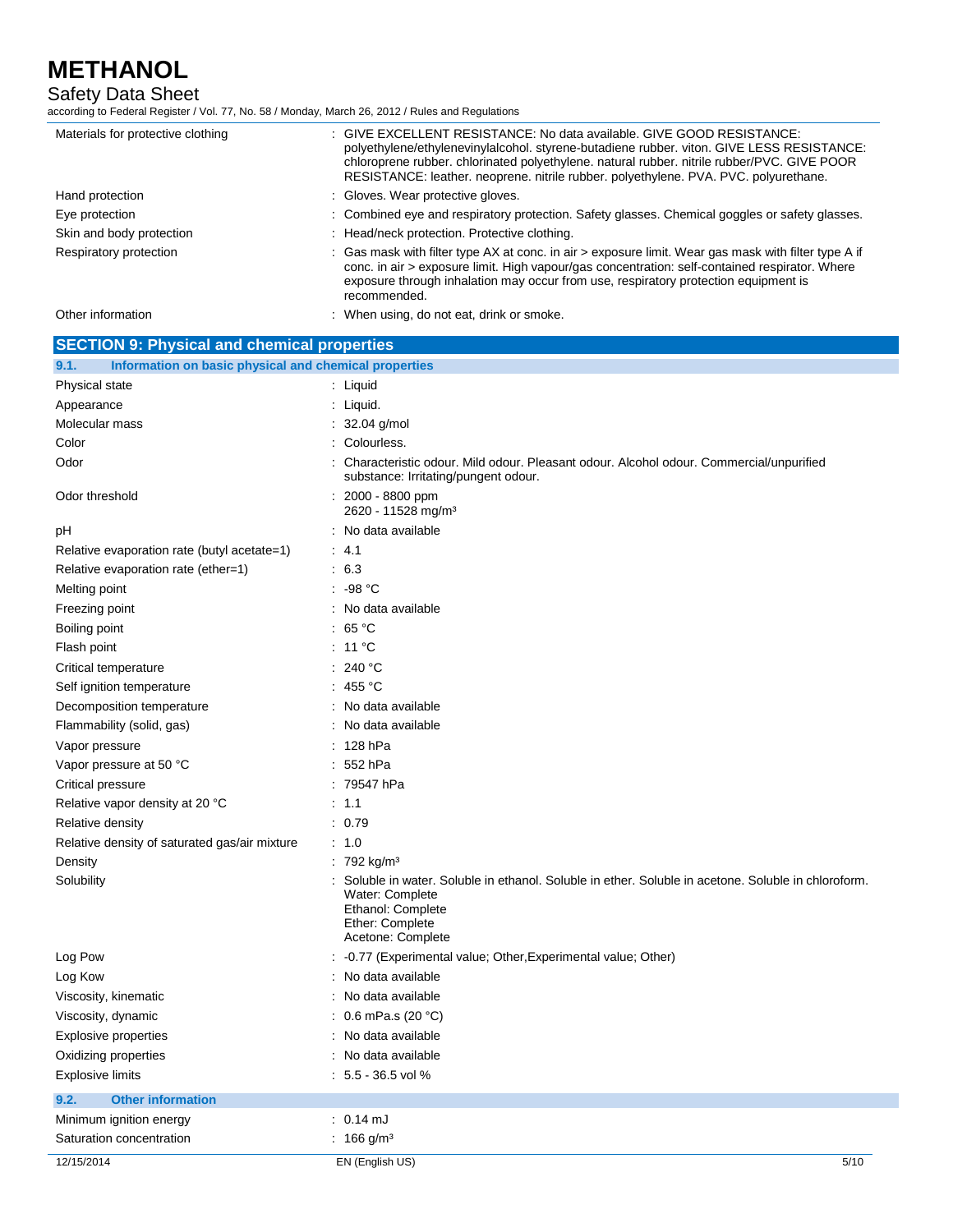| | |
|---|---|
| Materials for protective clothing | : GIVE EXCELLENT RESISTANCE: No data available. GIVE GOOD RESISTANCE: polyethylene/ethylenevinylalcohol. styrene-butadiene rubber. viton. GIVE LESS RESISTANCE: chloroprene rubber. chlorinated polyethylene. natural rubber. nitrile rubber/PVC. GIVE POOR RESISTANCE: leather. neoprene. nitrile rubber. polyethylene. PVA. PVC. polyurethane. |
| Hand protection | : Gloves. Wear protective gloves. |
| Eye protection | : Combined eye and respiratory protection. Safety glasses. Chemical goggles or safety glasses. |
| Skin and body protection | : Head/neck protection. Protective clothing. |
| Respiratory protection | : Gas mask with filter type AX at conc. in air > exposure limit. Wear gas mask with filter type A if conc. in air > exposure limit. High vapour/gas concentration: self-contained respirator. Where exposure through inhalation may occur from use, respiratory protection equipment is recommended. |
| Other information | : When using, do not eat, drink or smoke. |

## SECTION 9: Physical and chemical properties

### 9.1. Information on basic physical and chemical properties

| | |
|---|---|
| Physical state | : Liquid |
| Appearance | : Liquid. |
| Molecular mass | : 32.04 g/mol |
| Color | : Colourless. |
| Odor | : Characteristic odour. Mild odour. Pleasant odour. Alcohol odour. Commercial/unpurified substance: Irritating/pungent odour. |
| Odor threshold | : 2000 - 8800 ppm<br>2620 - 11528 mg/m³ |
| pH | : No data available |
| Relative evaporation rate (butyl acetate=1) | : 4.1 |
| Relative evaporation rate (ether=1) | : 6.3 |
| Melting point | : -98 °C |
| Freezing point | : No data available |
| Boiling point | : 65 °C |
| Flash point | : 11 °C |
| Critical temperature | : 240 °C |
| Self ignition temperature | : 455 °C |
| Decomposition temperature | : No data available |
| Flammability (solid, gas) | : No data available |
| Vapor pressure | : 128 hPa |
| Vapor pressure at 50 °C | : 552 hPa |
| Critical pressure | : 79547 hPa |
| Relative vapor density at 20 °C | : 1.1 |
| Relative density | : 0.79 |
| Relative density of saturated gas/air mixture | : 1.0 |
| Density | : 792 kg/m³ |
| Solubility | : Soluble in water. Soluble in ethanol. Soluble in ether. Soluble in acetone. Soluble in chloroform.<br>Water: Complete<br>Ethanol: Complete<br>Ether: Complete<br>Acetone: Complete |
| Log Pow | : -0.77 (Experimental value; Other,Experimental value; Other) |
| Log Kow | : No data available |
| Viscosity, kinematic | : No data available |
| Viscosity, dynamic | : 0.6 mPa.s (20 °C) |
| Explosive properties | : No data available |
| Oxidizing properties | : No data available |
| Explosive limits | : 5.5 - 36.5 vol % |

### 9.2. Other information

| | |
|---|---|
| Minimum ignition energy | : 0.14 mJ |
| Saturation concentration | : 166 g/m³ |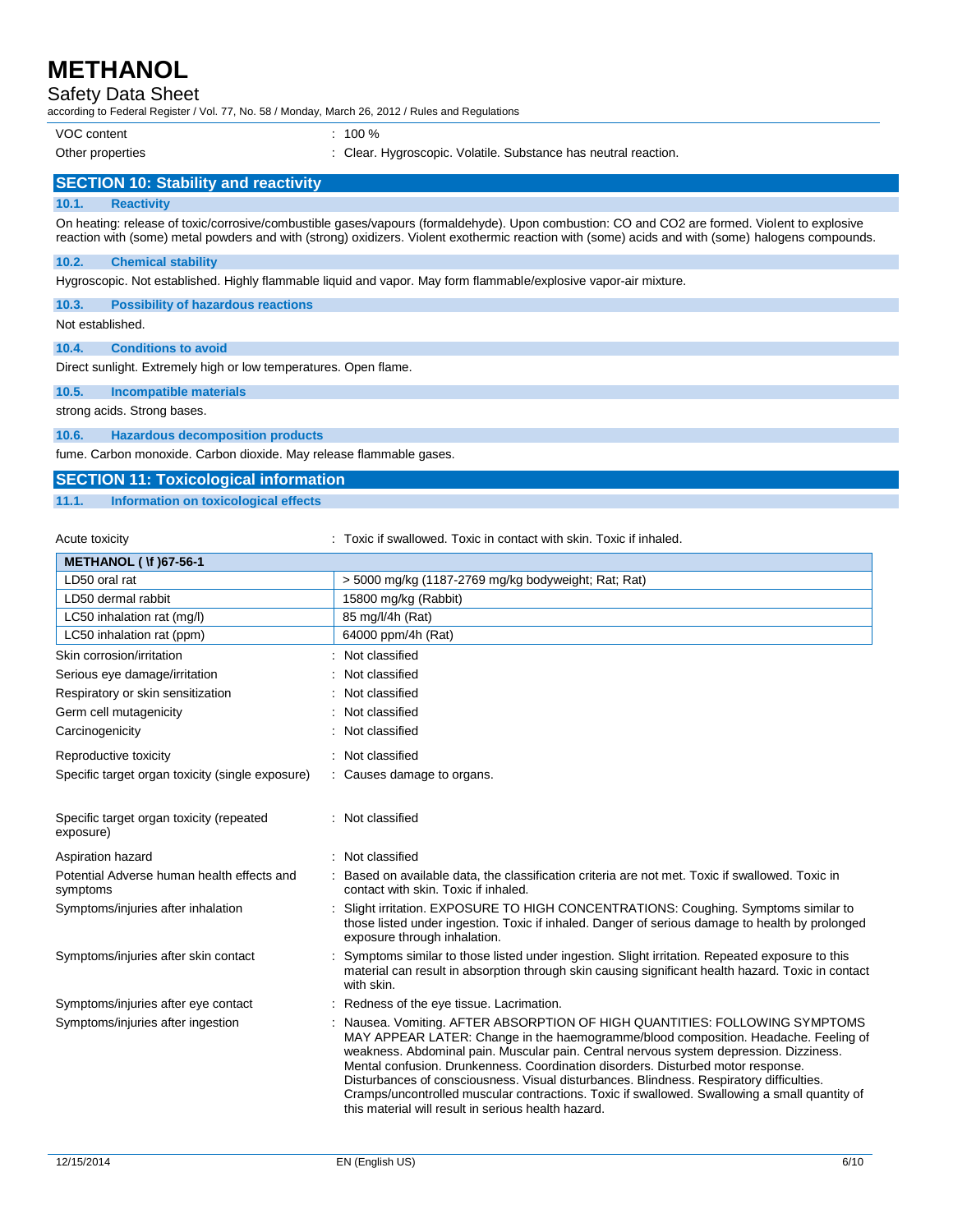| | |
|---|---|
| VOC content | : 100 % |
| Other properties | : Clear. Hygroscopic. Volatile. Substance has neutral reaction. |

## SECTION 10: Stability and reactivity

### 10.1. Reactivity

On heating: release of toxic/corrosive/combustible gases/vapours (formaldehyde). Upon combustion: CO and CO2 are formed. Violent to explosive reaction with (some) metal powders and with (strong) oxidizers. Violent exothermic reaction with (some) acids and with (some) halogens compounds.

### 10.2. Chemical stability

Hygroscopic. Not established. Highly flammable liquid and vapor. May form flammable/explosive vapor-air mixture.

### 10.3. Possibility of hazardous reactions

Not established.

### 10.4. Conditions to avoid

Direct sunlight. Extremely high or low temperatures. Open flame.

### 10.5. Incompatible materials

strong acids. Strong bases.

### 10.6. Hazardous decomposition products

fume. Carbon monoxide. Carbon dioxide. May release flammable gases.

## SECTION 11: Toxicological information

### 11.1. Information on toxicological effects

Acute toxicity : Toxic if swallowed. Toxic in contact with skin. Toxic if inhaled.

| METHANOL ( \f )67-56-1 | |
|---|---|
| LD50 oral rat | > 5000 mg/kg (1187-2769 mg/kg bodyweight; Rat; Rat) |
| LD50 dermal rabbit | 15800 mg/kg (Rabbit) |
| LC50 inhalation rat (mg/l) | 85 mg/l/4h (Rat) |
| LC50 inhalation rat (ppm) | 64000 ppm/4h (Rat) |

| | |
|---|---|
| Skin corrosion/irritation | : Not classified |
| Serious eye damage/irritation | : Not classified |
| Respiratory or skin sensitization | : Not classified |
| Germ cell mutagenicity | : Not classified |
| Carcinogenicity | : Not classified |
| Reproductive toxicity | : Not classified |
| Specific target organ toxicity (single exposure) | : Causes damage to organs. |
| Specific target organ toxicity (repeated exposure) | : Not classified |
| Aspiration hazard | : Not classified |
| Potential Adverse human health effects and symptoms | : Based on available data, the classification criteria are not met. Toxic if swallowed. Toxic in contact with skin. Toxic if inhaled. |
| Symptoms/injuries after inhalation | : Slight irritation. EXPOSURE TO HIGH CONCENTRATIONS: Coughing. Symptoms similar to those listed under ingestion. Toxic if inhaled. Danger of serious damage to health by prolonged exposure through inhalation. |
| Symptoms/injuries after skin contact | : Symptoms similar to those listed under ingestion. Slight irritation. Repeated exposure to this material can result in absorption through skin causing significant health hazard. Toxic in contact with skin. |
| Symptoms/injuries after eye contact | : Redness of the eye tissue. Lacrimation. |
| Symptoms/injuries after ingestion | : Nausea. Vomiting. AFTER ABSORPTION OF HIGH QUANTITIES: FOLLOWING SYMPTOMS MAY APPEAR LATER: Change in the haemogramme/blood composition. Headache. Feeling of weakness. Abdominal pain. Muscular pain. Central nervous system depression. Dizziness. Mental confusion. Drunkenness. Coordination disorders. Disturbed motor response. Disturbances of consciousness. Visual disturbances. Blindness. Respiratory difficulties. Cramps/uncontrolled muscular contractions. Toxic if swallowed. Swallowing a small quantity of this material will result in serious health hazard. |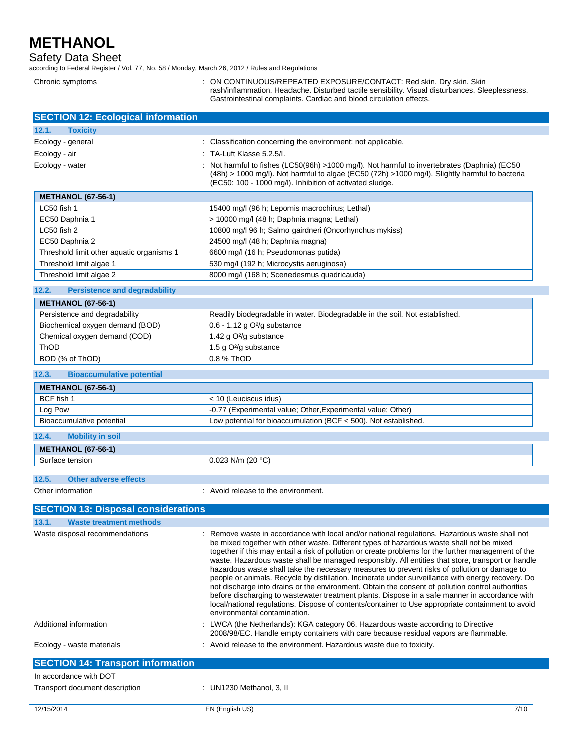| | |
|---|---|
| Chronic symptoms | : ON CONTINUOUS/REPEATED EXPOSURE/CONTACT: Red skin. Dry skin. Skin rash/inflammation. Headache. Disturbed tactile sensibility. Visual disturbances. Sleeplessness. Gastrointestinal complaints. Cardiac and blood circulation effects. |

## SECTION 12: Ecological information

### 12.1. Toxicity

| | |
|---|---|
| Ecology - general | : Classification concerning the environment: not applicable. |
| Ecology - air | : TA-Luft Klasse 5.2.5/I. |
| Ecology - water | : Not harmful to fishes (LC50(96h) >1000 mg/l). Not harmful to invertebrates (Daphnia) (EC50 (48h) > 1000 mg/l). Not harmful to algae (EC50 (72h) >1000 mg/l). Slightly harmful to bacteria (EC50: 100 - 1000 mg/l). Inhibition of activated sludge. |

| METHANOL (67-56-1) | |
|---|---|
| LC50 fish 1 | 15400 mg/l (96 h; Lepomis macrochirus; Lethal) |
| EC50 Daphnia 1 | > 10000 mg/l (48 h; Daphnia magna; Lethal) |
| LC50 fish 2 | 10800 mg/l 96 h; Salmo gairdneri (Oncorhynchus mykiss) |
| EC50 Daphnia 2 | 24500 mg/l (48 h; Daphnia magna) |
| Threshold limit other aquatic organisms 1 | 6600 mg/l (16 h; Pseudomonas putida) |
| Threshold limit algae 1 | 530 mg/l (192 h; Microcystis aeruginosa) |
| Threshold limit algae 2 | 8000 mg/l (168 h; Scenedesmus quadricauda) |

### 12.2. Persistence and degradability

| METHANOL (67-56-1) | |
|---|---|
| Persistence and degradability | Readily biodegradable in water. Biodegradable in the soil. Not established. |
| Biochemical oxygen demand (BOD) | 0.6 - 1.12 g $O^2$/g substance |
| Chemical oxygen demand (COD) | 1.42 g $O^2$/g substance |
| ThOD | 1.5 g $O^2$/g substance |
| BOD (% of ThOD) | 0.8 % ThOD |

### 12.3. Bioaccumulative potential

| METHANOL (67-56-1) | |
|---|---|
| BCF fish 1 | < 10 (Leuciscus idus) |
| Log Pow | -0.77 (Experimental value; Other,Experimental value; Other) |
| Bioaccumulative potential | Low potential for bioaccumulation (BCF < 500). Not established. |

### 12.4. Mobility in soil

| METHANOL (67-56-1) | |
|---|---|
| Surface tension | 0.023 N/m (20 °C) |

### 12.5. Other adverse effects

| | |
|---|---|
| Other information | : Avoid release to the environment. |

## SECTION 13: Disposal considerations

### 13.1. Waste treatment methods

| | |
|---|---|
| Waste disposal recommendations | : Remove waste in accordance with local and/or national regulations. Hazardous waste shall not be mixed together with other waste. Different types of hazardous waste shall not be mixed together if this may entail a risk of pollution or create problems for the further management of the waste. Hazardous waste shall be managed responsibly. All entities that store, transport or handle hazardous waste shall take the necessary measures to prevent risks of pollution or damage to people or animals. Recycle by distillation. Incinerate under surveillance with energy recovery. Do not discharge into drains or the environment. Obtain the consent of pollution control authorities before discharging to wastewater treatment plants. Dispose in a safe manner in accordance with local/national regulations. Dispose of contents/container to Use appropriate containment to avoid environmental contamination. |
| Additional information | : LWCA (the Netherlands): KGA category 06. Hazardous waste according to Directive 2008/98/EC. Handle empty containers with care because residual vapors are flammable. |
| Ecology - waste materials | : Avoid release to the environment. Hazardous waste due to toxicity. |

## SECTION 14: Transport information

In accordance with DOT

| | |
|---|---|
| Transport document description | : UN1230 Methanol, 3, II |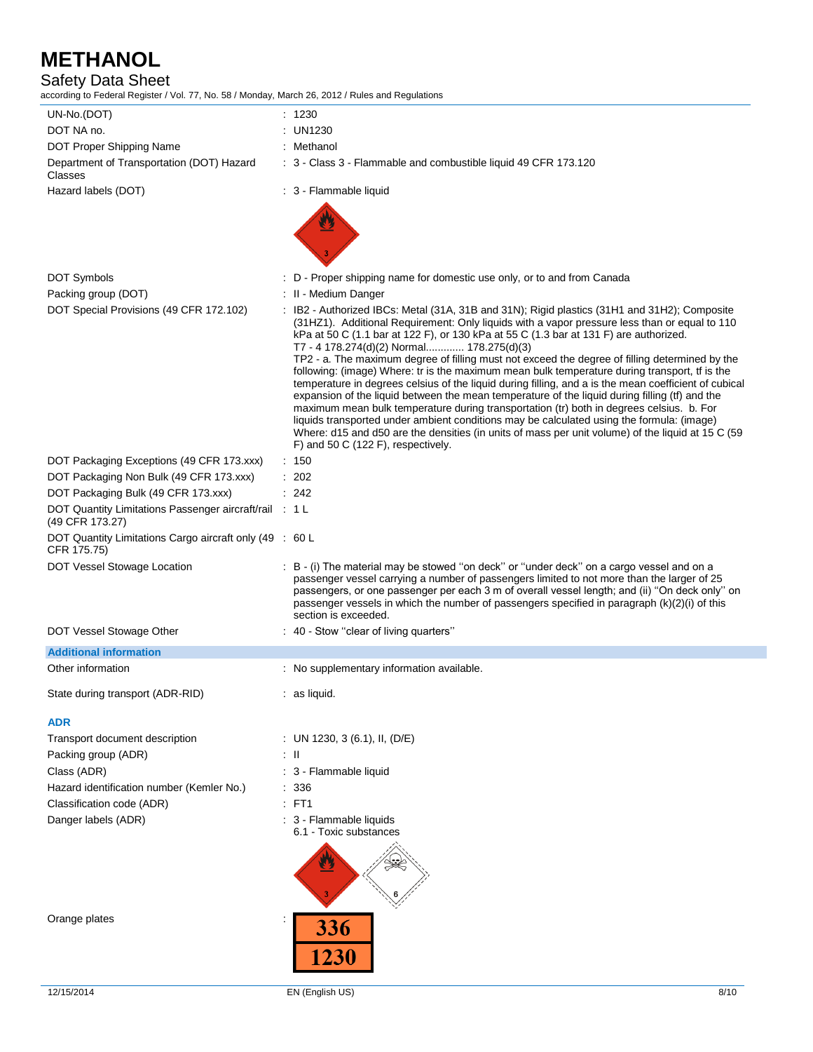| | |
|---|---|
| UN-No.(DOT) | : 1230 |
| DOT NA no. | : UN1230 |
| DOT Proper Shipping Name | : Methanol |
| Department of Transportation (DOT) Hazard Classes | : 3 - Class 3 - Flammable and combustible liquid 49 CFR 173.120 |
| Hazard labels (DOT) | : 3 - Flammable liquid |
| DOT Symbols | : D - Proper shipping name for domestic use only, or to and from Canada |
| Packing group (DOT) | : II - Medium Danger |
| DOT Special Provisions (49 CFR 172.102) | : IB2 - Authorized IBCs: Metal (31A, 31B and 31N); Rigid plastics (31H1 and 31H2); Composite (31HZ1). Additional Requirement: Only liquids with a vapor pressure less than or equal to 110 kPa at 50 C (1.1 bar at 122 F), or 130 kPa at 55 C (1.3 bar at 131 F) are authorized. T7 - 4 178.274(d)(2) Normal............ 178.275(d)(3) TP2 - a. The maximum degree of filling must not exceed the degree of filling determined by the following: (image) Where: tr is the maximum mean bulk temperature during transport, tf is the temperature in degrees celsius of the liquid during filling, and a is the mean coefficient of cubical expansion of the liquid between the mean temperature of the liquid during filling (tf) and the maximum mean bulk temperature during transportation (tr) both in degrees celsius. b. For liquids transported under ambient conditions may be calculated using the formula: (image) Where: d15 and d50 are the densities (in units of mass per unit volume) of the liquid at 15 C (59 F) and 50 C (122 F), respectively. |
| DOT Packaging Exceptions (49 CFR 173.xxx) | : 150 |
| DOT Packaging Non Bulk (49 CFR 173.xxx) | : 202 |
| DOT Packaging Bulk (49 CFR 173.xxx) | : 242 |
| DOT Quantity Limitations Passenger aircraft/rail (49 CFR 173.27) | : 1 L |
| DOT Quantity Limitations Cargo aircraft only (49 CFR 175.75) | : 60 L |
| DOT Vessel Stowage Location | : B - (i) The material may be stowed ''on deck'' or ''under deck'' on a cargo vessel and on a passenger vessel carrying a number of passengers limited to not more than the larger of 25 passengers, or one passenger per each 3 m of overall vessel length; and (ii) ''On deck only'' on passenger vessels in which the number of passengers specified in paragraph (k)(2)(i) of this section is exceeded. |
| DOT Vessel Stowage Other | : 40 - Stow ''clear of living quarters'' |

### Additional information

| | |
|---|---|
| Other information | : No supplementary information available. |
| State during transport (ADR-RID) | : as liquid. |

### ADR

| | |
|---|---|
| Transport document description | : UN 1230, 3 (6.1), II, (D/E) |
| Packing group (ADR) | : II |
| Class (ADR) | : 3 - Flammable liquid |
| Hazard identification number (Kemler No.) | : 336 |
| Classification code (ADR) | : FT1 |
| Danger labels (ADR) | : 3 - Flammable liquids<br>6.1 - Toxic substances |
| Orange plates | : 336 / 1230 |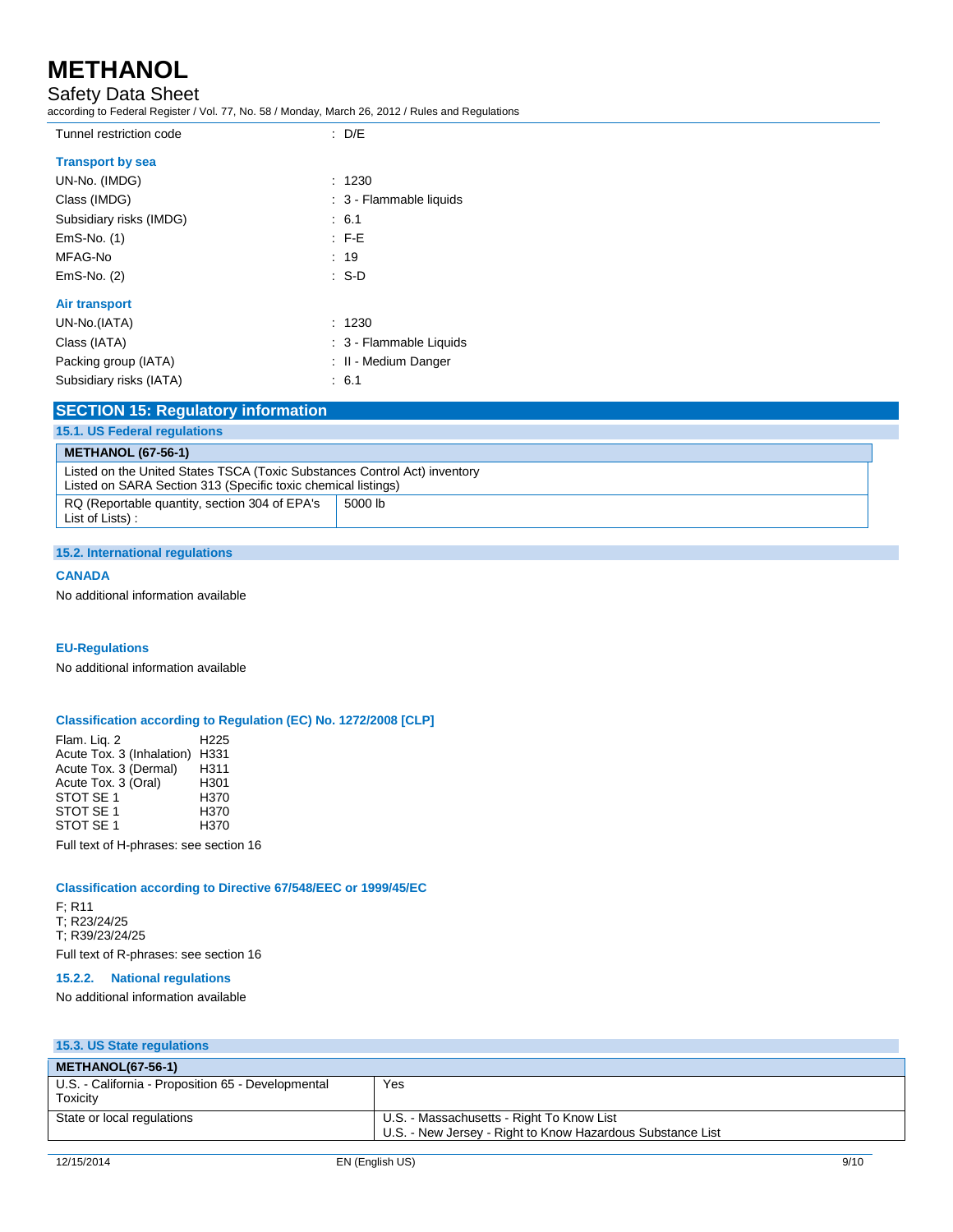Tunnel restriction code : D/E

**Transport by sea**

UN-No. (IMDG) : 1230
Class (IMDG) : 3 - Flammable liquids
Subsidiary risks (IMDG) : 6.1
EmS-No. (1) : F-E
MFAG-No : 19
EmS-No. (2) : S-D

**Air transport**

UN-No.(IATA) : 1230
Class (IATA) : 3 - Flammable Liquids
Packing group (IATA) : II - Medium Danger
Subsidiary risks (IATA) : 6.1

## SECTION 15: Regulatory information

### 15.1. US Federal regulations

| METHANOL (67-56-1) | |
|---|---|
| Listed on the United States TSCA (Toxic Substances Control Act) inventory<br>Listed on SARA Section 313 (Specific toxic chemical listings) | |
| RQ (Reportable quantity, section 304 of EPA's List of Lists) : | 5000 lb |

### 15.2. International regulations

**CANADA**

No additional information available

**EU-Regulations**

No additional information available

**Classification according to Regulation (EC) No. 1272/2008 [CLP]**

| | |
|---|---|
| Flam. Liq. 2 | H225 |
| Acute Tox. 3 (Inhalation) | H331 |
| Acute Tox. 3 (Dermal) | H311 |
| Acute Tox. 3 (Oral) | H301 |
| STOT SE 1 | H370 |
| STOT SE 1 | H370 |
| STOT SE 1 | H370 |

Full text of H-phrases: see section 16

**Classification according to Directive 67/548/EEC or 1999/45/EC**

F; R11
T; R23/24/25
T; R39/23/24/25

Full text of R-phrases: see section 16

**15.2.2. National regulations**

No additional information available

### 15.3. US State regulations

| METHANOL(67-56-1) | |
|---|---|
| U.S. - California - Proposition 65 - Developmental Toxicity | Yes |
| State or local regulations | U.S. - Massachusetts - Right To Know List<br>U.S. - New Jersey - Right to Know Hazardous Substance List |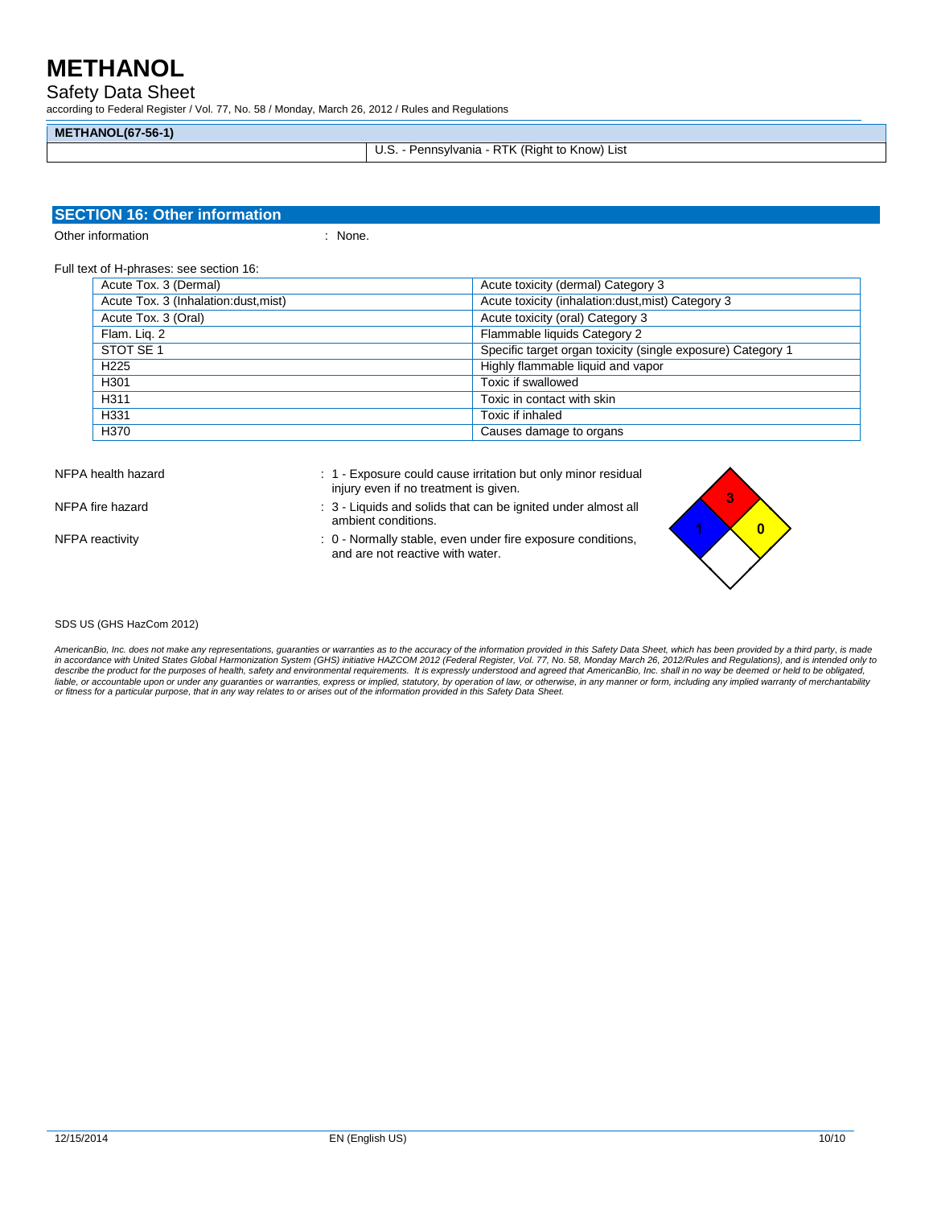| METHANOL(67-56-1) | |
|---|---|
| | U.S. - Pennsylvania - RTK (Right to Know) List |

## SECTION 16: Other information

Other information : None.

Full text of H-phrases: see section 16:

| | |
|---|---|
| Acute Tox. 3 (Dermal) | Acute toxicity (dermal) Category 3 |
| Acute Tox. 3 (Inhalation:dust,mist) | Acute toxicity (inhalation:dust,mist) Category 3 |
| Acute Tox. 3 (Oral) | Acute toxicity (oral) Category 3 |
| Flam. Liq. 2 | Flammable liquids Category 2 |
| STOT SE 1 | Specific target organ toxicity (single exposure) Category 1 |
| H225 | Highly flammable liquid and vapor |
| H301 | Toxic if swallowed |
| H311 | Toxic in contact with skin |
| H331 | Toxic if inhaled |
| H370 | Causes damage to organs |

NFPA health hazard : 1 - Exposure could cause irritation but only minor residual injury even if no treatment is given.

NFPA fire hazard : 3 - Liquids and solids that can be ignited under almost all ambient conditions.

NFPA reactivity : 0 - Normally stable, even under fire exposure conditions, and are not reactive with water.

3

1

0

SDS US (GHS HazCom 2012)

*AmericanBio, Inc. does not make any representations, guaranties or warranties as to the accuracy of the information provided in this Safety Data Sheet, which has been provided by a third party, is made in accordance with United States Global Harmonization System (GHS) initiative HAZCOM 2012 (Federal Register, Vol. 77, No. 58, Monday March 26, 2012/Rules and Regulations), and is intended only to describe the product for the purposes of health, safety and environmental requirements. It is expressly understood and agreed that AmericanBio, Inc. shall in no way be deemed or held to be obligated, liable, or accountable upon or under any guaranties or warranties, express or implied, statutory, by operation of law, or otherwise, in any manner or form, including any implied warranty of merchantability or fitness for a particular purpose, that in any way relates to or arises out of the information provided in this Safety Data Sheet.*